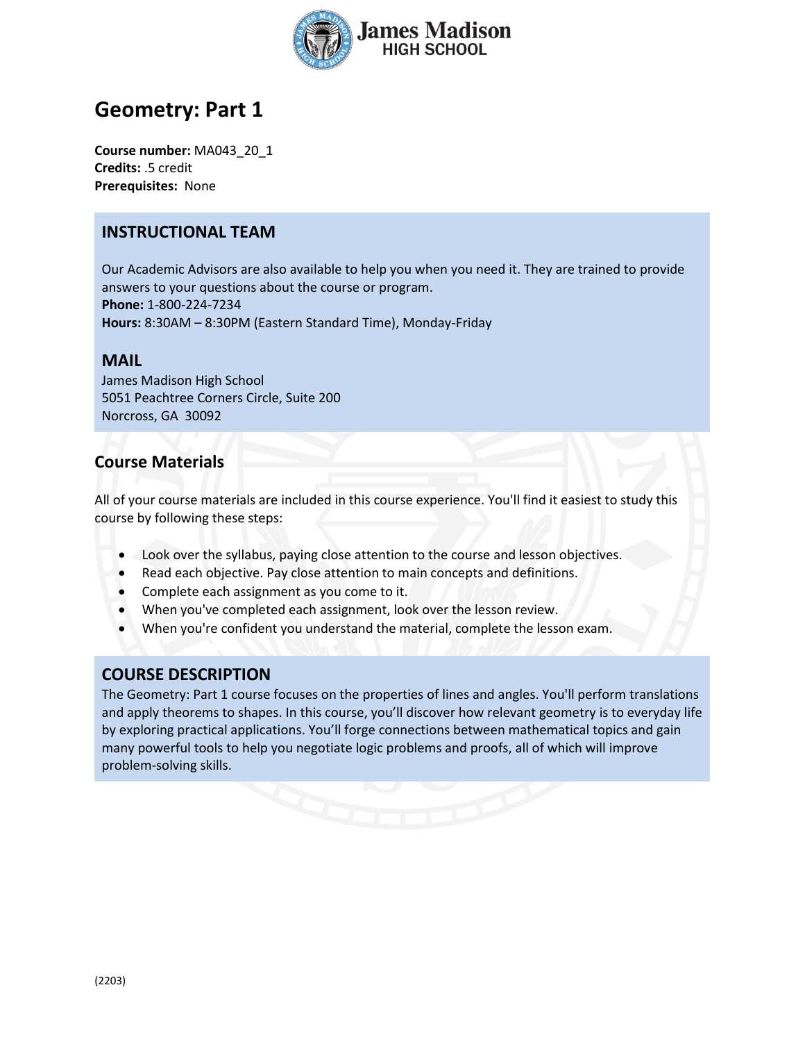# Geometry: Part 1

**Course number:** MA043_20_1
**Credits:** .5 credit
**Prerequisites:** None

## INSTRUCTIONAL TEAM

Our Academic Advisors are also available to help you when you need it. They are trained to provide answers to your questions about the course or program.
**Phone:** 1-800-224-7234
**Hours:** 8:30AM – 8:30PM (Eastern Standard Time), Monday-Friday

## MAIL

James Madison High School
5051 Peachtree Corners Circle, Suite 200
Norcross, GA 30092

## Course Materials

All of your course materials are included in this course experience. You'll find it easiest to study this course by following these steps:

- Look over the syllabus, paying close attention to the course and lesson objectives.
- Read each objective. Pay close attention to main concepts and definitions.
- Complete each assignment as you come to it.
- When you've completed each assignment, look over the lesson review.
- When you're confident you understand the material, complete the lesson exam.

## COURSE DESCRIPTION

The Geometry: Part 1 course focuses on the properties of lines and angles. You'll perform translations and apply theorems to shapes. In this course, you'll discover how relevant geometry is to everyday life by exploring practical applications. You'll forge connections between mathematical topics and gain many powerful tools to help you negotiate logic problems and proofs, all of which will improve problem-solving skills.

(2203)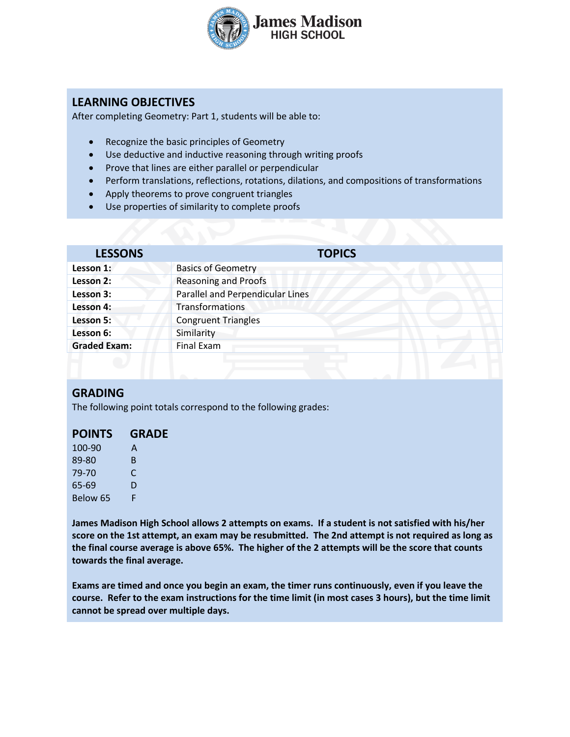## LEARNING OBJECTIVES

After completing Geometry: Part 1, students will be able to:

- Recognize the basic principles of Geometry
- Use deductive and inductive reasoning through writing proofs
- Prove that lines are either parallel or perpendicular
- Perform translations, reflections, rotations, dilations, and compositions of transformations
- Apply theorems to prove congruent triangles
- Use properties of similarity to complete proofs

| LESSONS | TOPICS |
|---|---|
| **Lesson 1:** | Basics of Geometry |
| **Lesson 2:** | Reasoning and Proofs |
| **Lesson 3:** | Parallel and Perpendicular Lines |
| **Lesson 4:** | Transformations |
| **Lesson 5:** | Congruent Triangles |
| **Lesson 6:** | Similarity |
| **Graded Exam:** | Final Exam |

## GRADING

The following point totals correspond to the following grades:

| POINTS | GRADE |
|---|---|
| 100-90 | A |
| 89-80 | B |
| 79-70 | C |
| 65-69 | D |
| Below 65 | F |

**James Madison High School allows 2 attempts on exams. If a student is not satisfied with his/her score on the 1st attempt, an exam may be resubmitted. The 2nd attempt is not required as long as the final course average is above 65%. The higher of the 2 attempts will be the score that counts towards the final average.**

**Exams are timed and once you begin an exam, the timer runs continuously, even if you leave the course. Refer to the exam instructions for the time limit (in most cases 3 hours), but the time limit cannot be spread over multiple days.**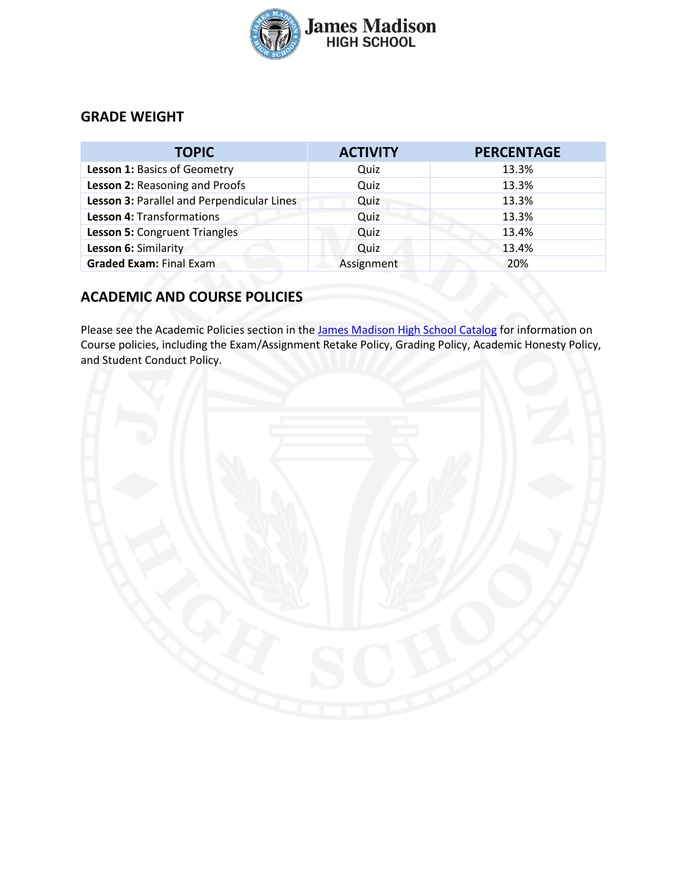## GRADE WEIGHT

| TOPIC | ACTIVITY | PERCENTAGE |
| --- | --- | --- |
| **Lesson 1:** Basics of Geometry | Quiz | 13.3% |
| **Lesson 2:** Reasoning and Proofs | Quiz | 13.3% |
| **Lesson 3:** Parallel and Perpendicular Lines | Quiz | 13.3% |
| **Lesson 4:** Transformations | Quiz | 13.3% |
| **Lesson 5:** Congruent Triangles | Quiz | 13.4% |
| **Lesson 6:** Similarity | Quiz | 13.4% |
| **Graded Exam:** Final Exam | Assignment | 20% |

## ACADEMIC AND COURSE POLICIES

Please see the Academic Policies section in the James Madison High School Catalog for information on Course policies, including the Exam/Assignment Retake Policy, Grading Policy, Academic Honesty Policy, and Student Conduct Policy.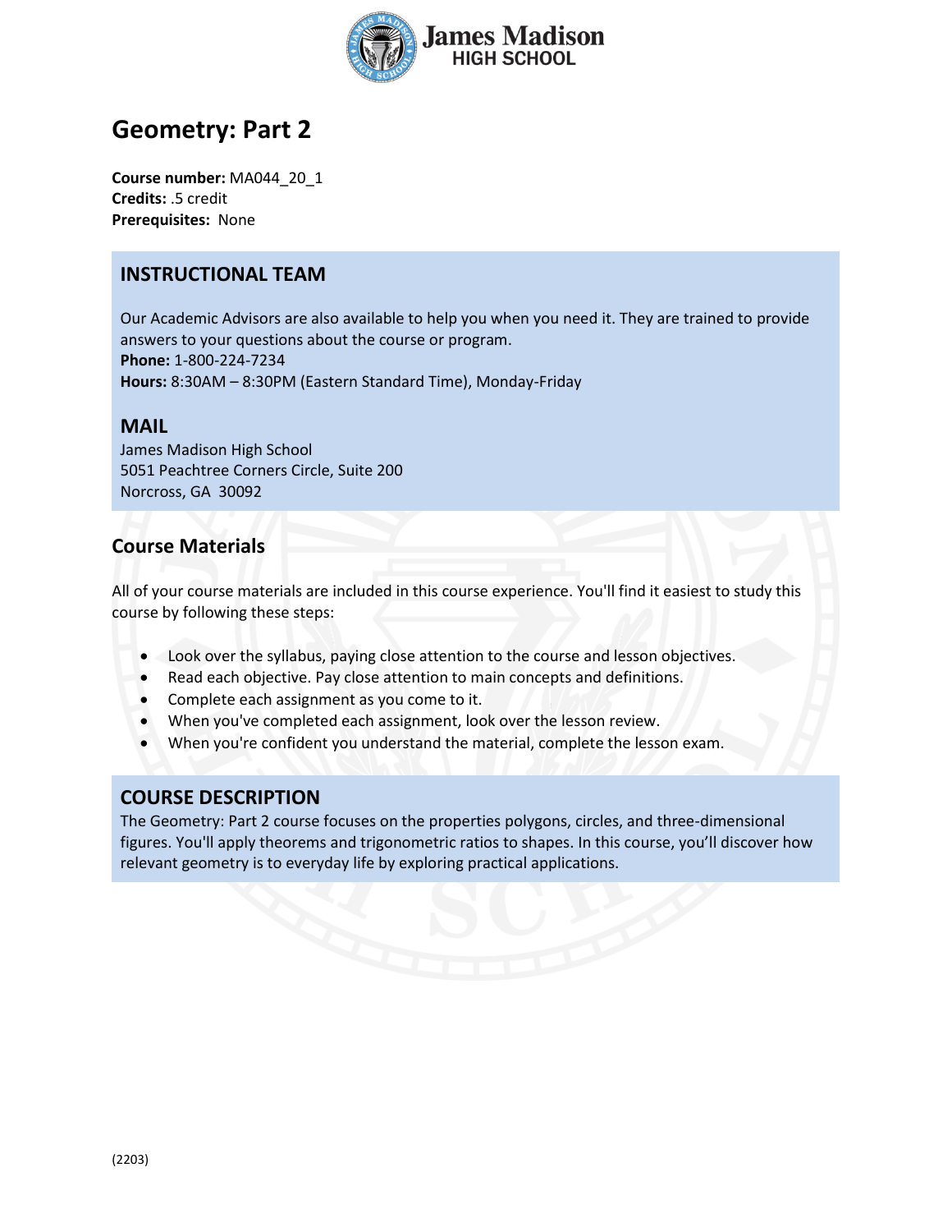# Geometry: Part 2

**Course number:** MA044_20_1
**Credits:** .5 credit
**Prerequisites:** None

## INSTRUCTIONAL TEAM

Our Academic Advisors are also available to help you when you need it. They are trained to provide answers to your questions about the course or program.
**Phone:** 1-800-224-7234
**Hours:** 8:30AM – 8:30PM (Eastern Standard Time), Monday-Friday

## MAIL

James Madison High School
5051 Peachtree Corners Circle, Suite 200
Norcross, GA 30092

## Course Materials

All of your course materials are included in this course experience. You'll find it easiest to study this course by following these steps:

- Look over the syllabus, paying close attention to the course and lesson objectives.
- Read each objective. Pay close attention to main concepts and definitions.
- Complete each assignment as you come to it.
- When you've completed each assignment, look over the lesson review.
- When you're confident you understand the material, complete the lesson exam.

## COURSE DESCRIPTION

The Geometry: Part 2 course focuses on the properties polygons, circles, and three-dimensional figures. You'll apply theorems and trigonometric ratios to shapes. In this course, you'll discover how relevant geometry is to everyday life by exploring practical applications.

(2203)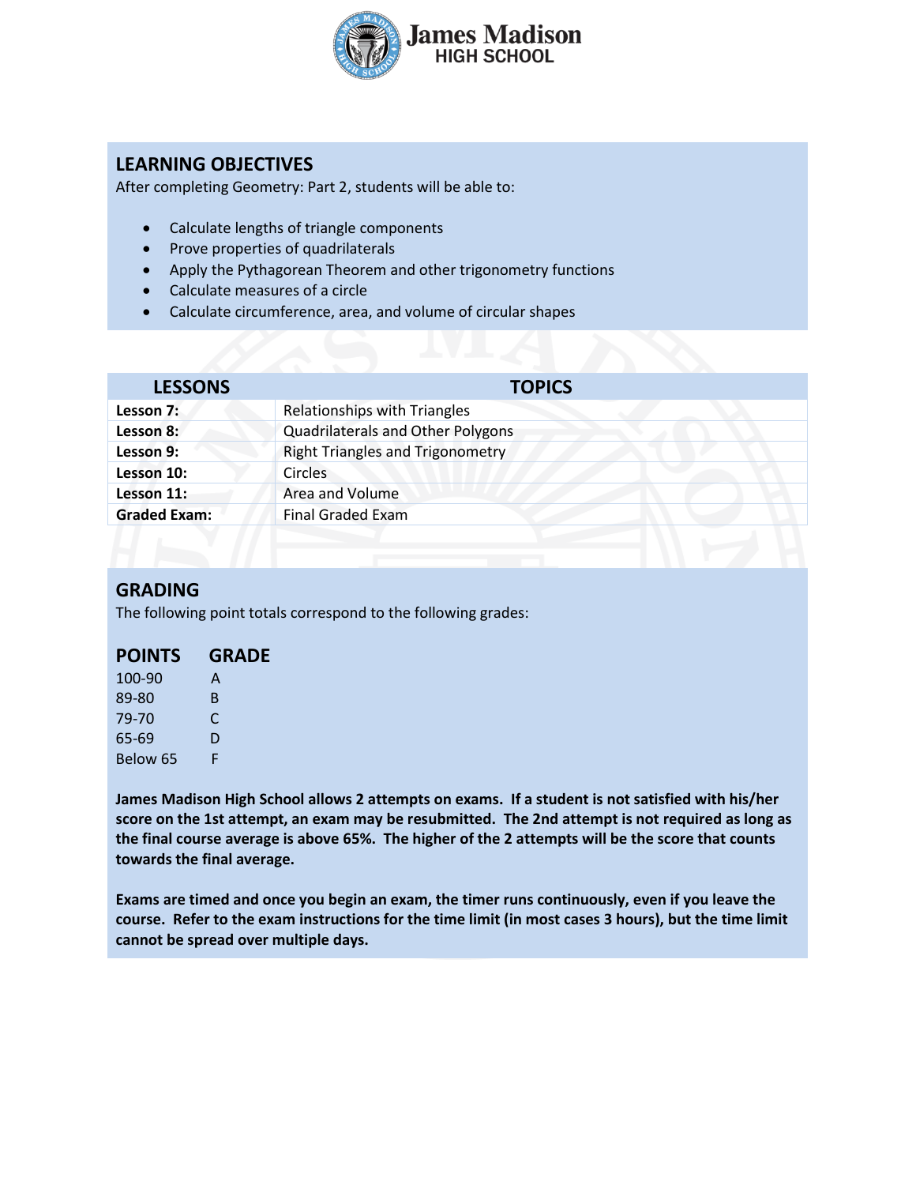## LEARNING OBJECTIVES

After completing Geometry: Part 2, students will be able to:

- Calculate lengths of triangle components
- Prove properties of quadrilaterals
- Apply the Pythagorean Theorem and other trigonometry functions
- Calculate measures of a circle
- Calculate circumference, area, and volume of circular shapes

| LESSONS | TOPICS |
|---|---|
| **Lesson 7:** | Relationships with Triangles |
| **Lesson 8:** | Quadrilaterals and Other Polygons |
| **Lesson 9:** | Right Triangles and Trigonometry |
| **Lesson 10:** | Circles |
| **Lesson 11:** | Area and Volume |
| **Graded Exam:** | Final Graded Exam |

## GRADING

The following point totals correspond to the following grades:

| POINTS | GRADE |
|---|---|
| 100-90 | A |
| 89-80 | B |
| 79-70 | C |
| 65-69 | D |
| Below 65 | F |

**James Madison High School allows 2 attempts on exams. If a student is not satisfied with his/her score on the 1st attempt, an exam may be resubmitted. The 2nd attempt is not required as long as the final course average is above 65%. The higher of the 2 attempts will be the score that counts towards the final average.**

**Exams are timed and once you begin an exam, the timer runs continuously, even if you leave the course. Refer to the exam instructions for the time limit (in most cases 3 hours), but the time limit cannot be spread over multiple days.**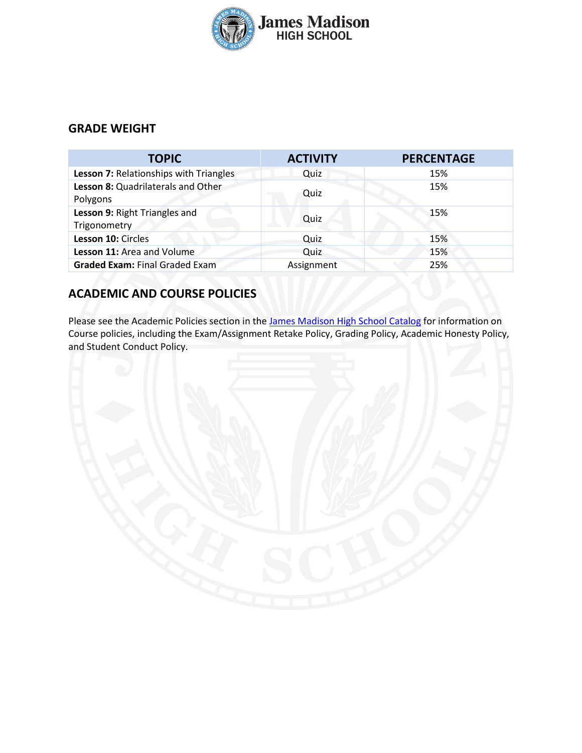## GRADE WEIGHT

| TOPIC | ACTIVITY | PERCENTAGE |
|---|---|---|
| **Lesson 7:** Relationships with Triangles | Quiz | 15% |
| **Lesson 8:** Quadrilaterals and Other Polygons | Quiz | 15% |
| **Lesson 9:** Right Triangles and Trigonometry | Quiz | 15% |
| **Lesson 10:** Circles | Quiz | 15% |
| **Lesson 11:** Area and Volume | Quiz | 15% |
| **Graded Exam:** Final Graded Exam | Assignment | 25% |

## ACADEMIC AND COURSE POLICIES

Please see the Academic Policies section in the James Madison High School Catalog for information on Course policies, including the Exam/Assignment Retake Policy, Grading Policy, Academic Honesty Policy, and Student Conduct Policy.